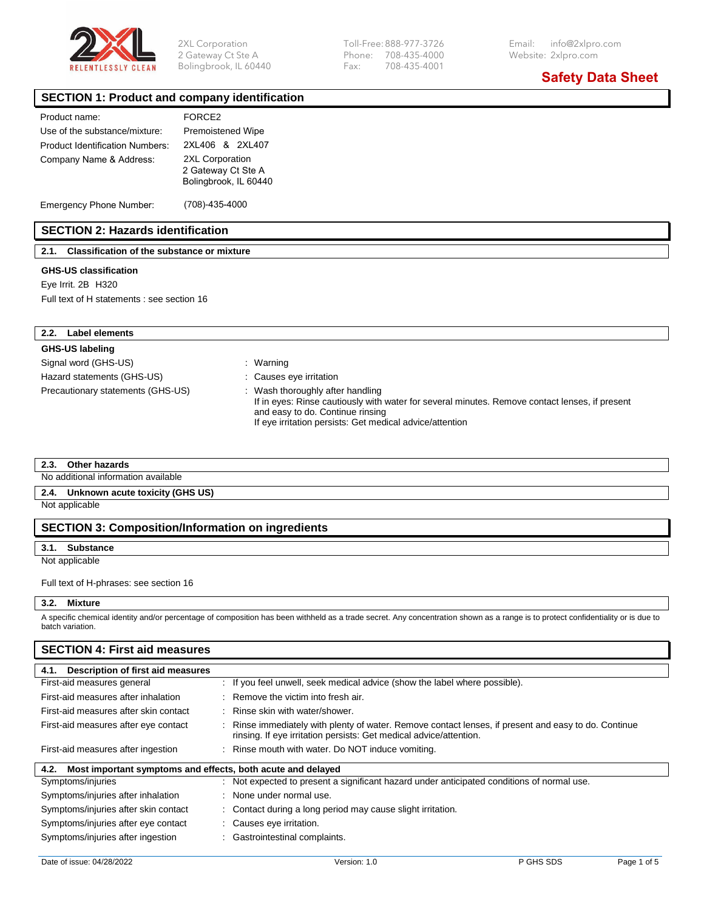2XL Corporation
2 Gateway Ct Ste A
Bolingbrook, IL 60440

Toll-Free: 888-977-3726
Phone: 708-435-4000
Fax: 708-435-4001

Email: info@2xlpro.com
Website: 2xlpro.com

# Safety Data Sheet

## SECTION 1: Product and company identification

| | |
|---|---|
| Product name: | FORCE2 |
| Use of the substance/mixture: | Premoistened Wipe |
| Product Identification Numbers: | 2XL406 & 2XL407 |
| Company Name & Address: | 2XL Corporation<br>2 Gateway Ct Ste A<br>Bolingbrook, IL 60440 |
| Emergency Phone Number: | (708)-435-4000 |

## SECTION 2: Hazards identification

### 2.1. Classification of the substance or mixture

**GHS-US classification**

Eye Irrit. 2B H320

Full text of H statements : see section 16

### 2.2. Label elements

**GHS-US labeling**

| | |
|---|---|
| Signal word (GHS-US) | : Warning |
| Hazard statements (GHS-US) | : Causes eye irritation |
| Precautionary statements (GHS-US) | : Wash thoroughly after handling<br>If in eyes: Rinse cautiously with water for several minutes. Remove contact lenses, if present and easy to do. Continue rinsing<br>If eye irritation persists: Get medical advice/attention |

### 2.3. Other hazards

No additional information available

### 2.4. Unknown acute toxicity (GHS US)

Not applicable

## SECTION 3: Composition/Information on ingredients

### 3.1. Substance

Not applicable

Full text of H-phrases: see section 16

### 3.2. Mixture

A specific chemical identity and/or percentage of composition has been withheld as a trade secret. Any concentration shown as a range is to protect confidentiality or is due to batch variation.

## SECTION 4: First aid measures

### 4.1. Description of first aid measures

| | |
|---|---|
| First-aid measures general | : If you feel unwell, seek medical advice (show the label where possible). |
| First-aid measures after inhalation | : Remove the victim into fresh air. |
| First-aid measures after skin contact | : Rinse skin with water/shower. |
| First-aid measures after eye contact | : Rinse immediately with plenty of water. Remove contact lenses, if present and easy to do. Continue rinsing. If eye irritation persists: Get medical advice/attention. |
| First-aid measures after ingestion | : Rinse mouth with water. Do NOT induce vomiting. |

### 4.2. Most important symptoms and effects, both acute and delayed

| | |
|---|---|
| Symptoms/injuries | : Not expected to present a significant hazard under anticipated conditions of normal use. |
| Symptoms/injuries after inhalation | : None under normal use. |
| Symptoms/injuries after skin contact | : Contact during a long period may cause slight irritation. |
| Symptoms/injuries after eye contact | : Causes eye irritation. |
| Symptoms/injuries after ingestion | : Gastrointestinal complaints. |

Date of issue: 04/28/2022 Version: 1.0 P GHS SDS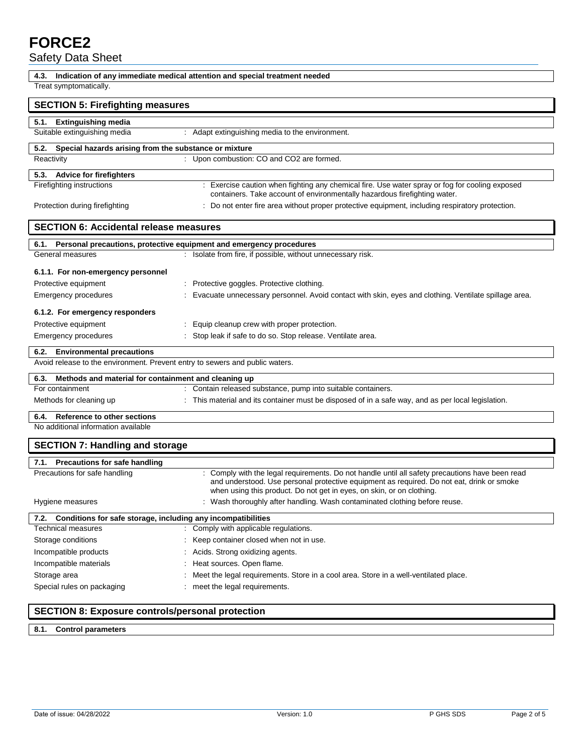### 4.3. Indication of any immediate medical attention and special treatment needed

Treat symptomatically.

## SECTION 5: Firefighting measures

### 5.1. Extinguishing media

Suitable extinguishing media : Adapt extinguishing media to the environment.

### 5.2. Special hazards arising from the substance or mixture

Reactivity : Upon combustion: CO and $CO_2$ are formed.

### 5.3. Advice for firefighters

Firefighting instructions : Exercise caution when fighting any chemical fire. Use water spray or fog for cooling exposed containers. Take account of environmentally hazardous firefighting water.

Protection during firefighting : Do not enter fire area without proper protective equipment, including respiratory protection.

## SECTION 6: Accidental release measures

### 6.1. Personal precautions, protective equipment and emergency procedures

General measures : Isolate from fire, if possible, without unnecessary risk.

#### 6.1.1. For non-emergency personnel

Protective equipment : Protective goggles. Protective clothing.

Emergency procedures : Evacuate unnecessary personnel. Avoid contact with skin, eyes and clothing. Ventilate spillage area.

#### 6.1.2. For emergency responders

Protective equipment : Equip cleanup crew with proper protection.

Emergency procedures : Stop leak if safe to do so. Stop release. Ventilate area.

### 6.2. Environmental precautions

Avoid release to the environment. Prevent entry to sewers and public waters.

### 6.3. Methods and material for containment and cleaning up

For containment : Contain released substance, pump into suitable containers.

Methods for cleaning up : This material and its container must be disposed of in a safe way, and as per local legislation.

### 6.4. Reference to other sections

No additional information available

## SECTION 7: Handling and storage

### 7.1. Precautions for safe handling

Precautions for safe handling : Comply with the legal requirements. Do not handle until all safety precautions have been read and understood. Use personal protective equipment as required. Do not eat, drink or smoke when using this product. Do not get in eyes, on skin, or on clothing.

Hygiene measures : Wash thoroughly after handling. Wash contaminated clothing before reuse.

### 7.2. Conditions for safe storage, including any incompatibilities

Technical measures : Comply with applicable regulations.

Storage conditions : Keep container closed when not in use.

Incompatible products : Acids. Strong oxidizing agents.

Incompatible materials : Heat sources. Open flame.

Storage area : Meet the legal requirements. Store in a cool area. Store in a well-ventilated place.

Special rules on packaging : meet the legal requirements.

## SECTION 8: Exposure controls/personal protection

### 8.1. Control parameters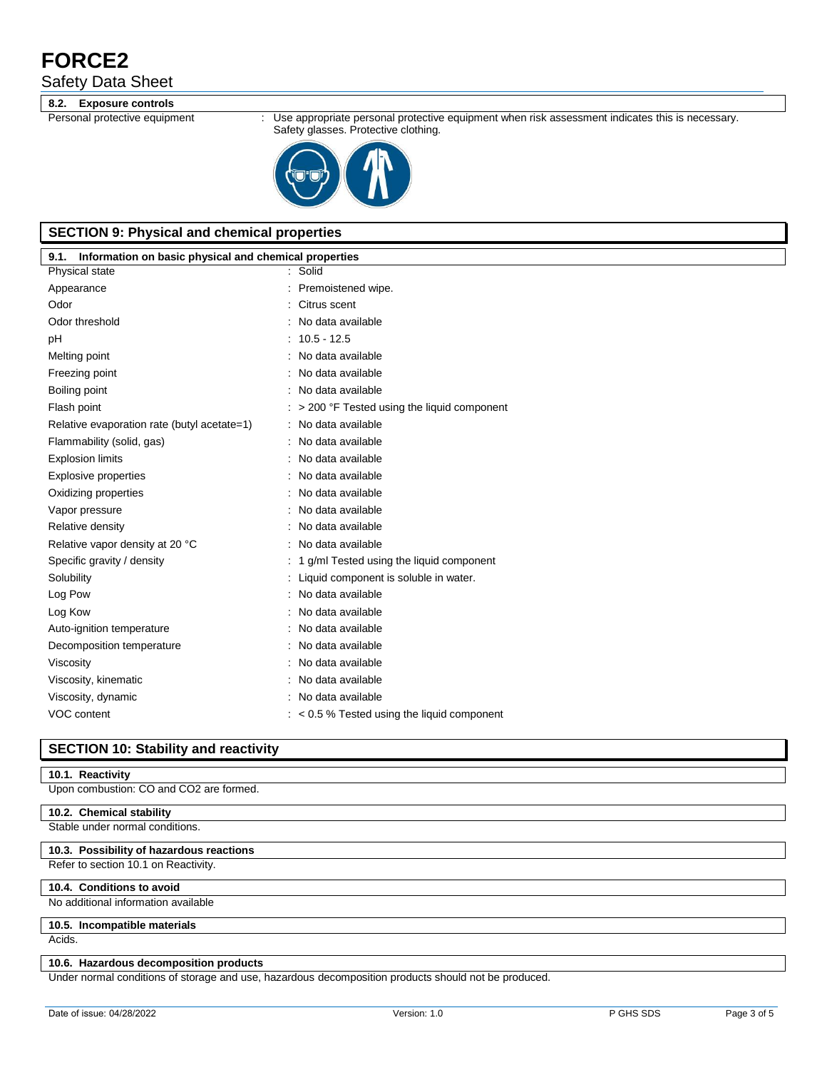### 8.2. Exposure controls

| | |
|---|---|
| Personal protective equipment | : Use appropriate personal protective equipment when risk assessment indicates this is necessary. Safety glasses. Protective clothing. |

## SECTION 9: Physical and chemical properties

### 9.1. Information on basic physical and chemical properties

| | |
|---|---|
| Physical state | : Solid |
| Appearance | : Premoistened wipe. |
| Odor | : Citrus scent |
| Odor threshold | : No data available |
| pH | : 10.5 - 12.5 |
| Melting point | : No data available |
| Freezing point | : No data available |
| Boiling point | : No data available |
| Flash point | : > 200 °F Tested using the liquid component |
| Relative evaporation rate (butyl acetate=1) | : No data available |
| Flammability (solid, gas) | : No data available |
| Explosion limits | : No data available |
| Explosive properties | : No data available |
| Oxidizing properties | : No data available |
| Vapor pressure | : No data available |
| Relative density | : No data available |
| Relative vapor density at 20 °C | : No data available |
| Specific gravity / density | : 1 g/ml Tested using the liquid component |
| Solubility | : Liquid component is soluble in water. |
| Log Pow | : No data available |
| Log Kow | : No data available |
| Auto-ignition temperature | : No data available |
| Decomposition temperature | : No data available |
| Viscosity | : No data available |
| Viscosity, kinematic | : No data available |
| Viscosity, dynamic | : No data available |
| VOC content | : < 0.5 % Tested using the liquid component |

## SECTION 10: Stability and reactivity

### 10.1. Reactivity

Upon combustion: CO and $CO_2$ are formed.

### 10.2. Chemical stability

Stable under normal conditions.

### 10.3. Possibility of hazardous reactions

Refer to section 10.1 on Reactivity.

### 10.4. Conditions to avoid

No additional information available

### 10.5. Incompatible materials

Acids.

### 10.6. Hazardous decomposition products

Under normal conditions of storage and use, hazardous decomposition products should not be produced.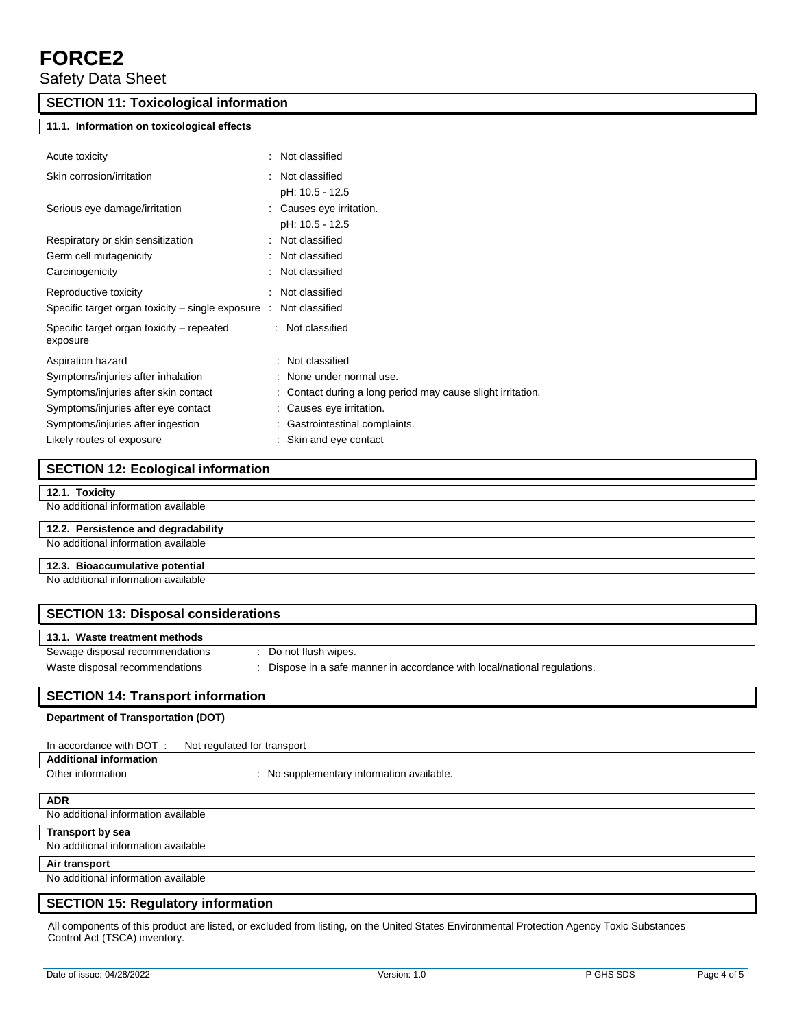## SECTION 11: Toxicological information

### 11.1. Information on toxicological effects

| | |
|---|---|
| Acute toxicity | : Not classified |
| Skin corrosion/irritation | : Not classified<br>pH: 10.5 - 12.5 |
| Serious eye damage/irritation | : Causes eye irritation.<br>pH: 10.5 - 12.5 |
| Respiratory or skin sensitization | : Not classified |
| Germ cell mutagenicity | : Not classified |
| Carcinogenicity | : Not classified |
| Reproductive toxicity | : Not classified |
| Specific target organ toxicity – single exposure | : Not classified |
| Specific target organ toxicity – repeated exposure | : Not classified |
| Aspiration hazard | : Not classified |
| Symptoms/injuries after inhalation | : None under normal use. |
| Symptoms/injuries after skin contact | : Contact during a long period may cause slight irritation. |
| Symptoms/injuries after eye contact | : Causes eye irritation. |
| Symptoms/injuries after ingestion | : Gastrointestinal complaints. |
| Likely routes of exposure | : Skin and eye contact |

## SECTION 12: Ecological information

### 12.1. Toxicity

No additional information available

### 12.2. Persistence and degradability

No additional information available

### 12.3. Bioaccumulative potential

No additional information available

## SECTION 13: Disposal considerations

### 13.1. Waste treatment methods

| | |
|---|---|
| Sewage disposal recommendations | : Do not flush wipes. |
| Waste disposal recommendations | : Dispose in a safe manner in accordance with local/national regulations. |

## SECTION 14: Transport information

**Department of Transportation (DOT)**

In accordance with DOT : Not regulated for transport

**Additional information**

Other information : No supplementary information available.

**ADR**

No additional information available

**Transport by sea**

No additional information available

**Air transport**

No additional information available

## SECTION 15: Regulatory information

All components of this product are listed, or excluded from listing, on the United States Environmental Protection Agency Toxic Substances Control Act (TSCA) inventory.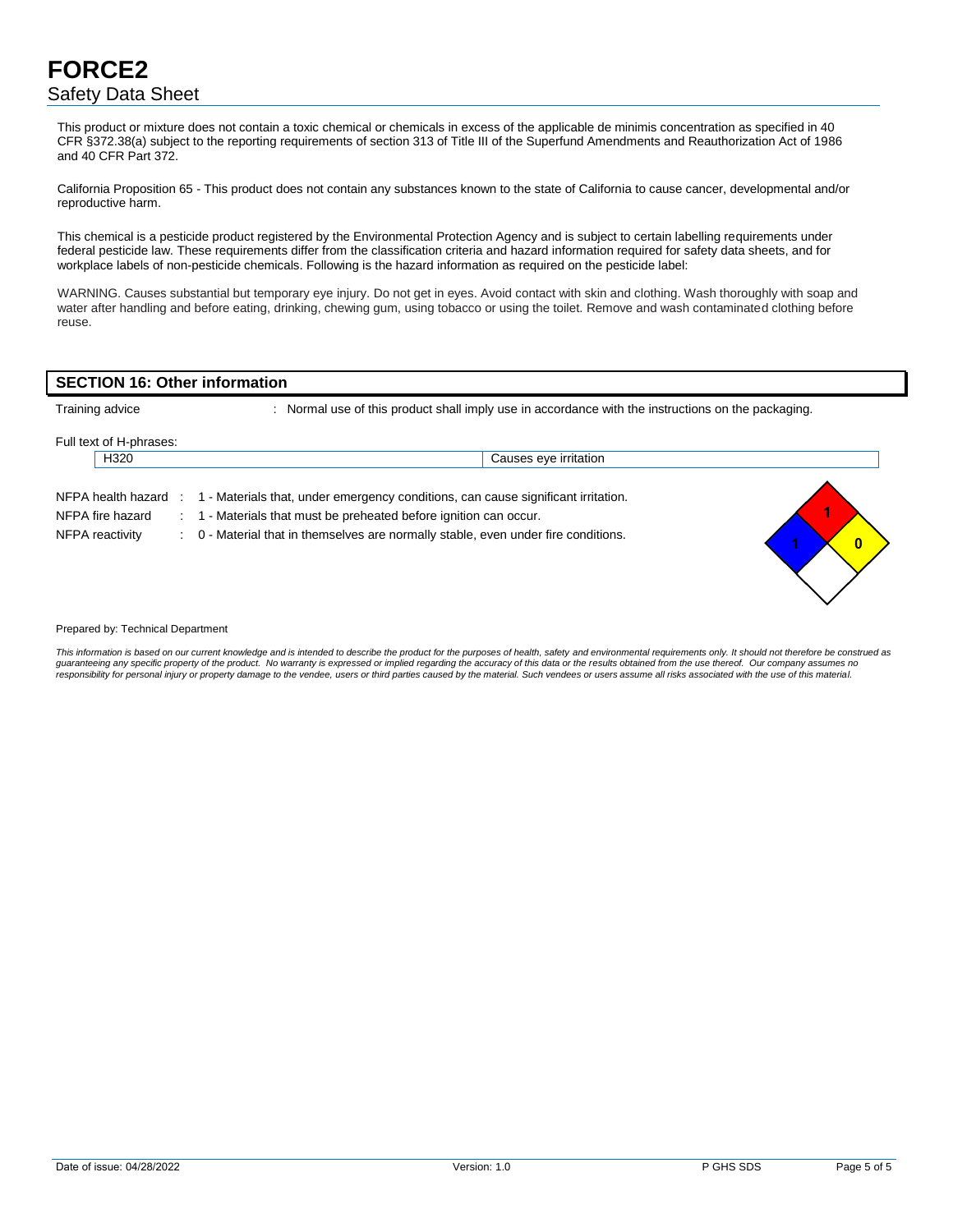This product or mixture does not contain a toxic chemical or chemicals in excess of the applicable de minimis concentration as specified in 40 CFR §372.38(a) subject to the reporting requirements of section 313 of Title III of the Superfund Amendments and Reauthorization Act of 1986 and 40 CFR Part 372.

California Proposition 65 - This product does not contain any substances known to the state of California to cause cancer, developmental and/or reproductive harm.

This chemical is a pesticide product registered by the Environmental Protection Agency and is subject to certain labelling requirements under federal pesticide law. These requirements differ from the classification criteria and hazard information required for safety data sheets, and for workplace labels of non-pesticide chemicals. Following is the hazard information as required on the pesticide label:

WARNING. Causes substantial but temporary eye injury. Do not get in eyes. Avoid contact with skin and clothing. Wash thoroughly with soap and water after handling and before eating, drinking, chewing gum, using tobacco or using the toilet. Remove and wash contaminated clothing before reuse.

## SECTION 16: Other information

Training advice : Normal use of this product shall imply use in accordance with the instructions on the packaging.

Full text of H-phrases:

| | |
|---|---|
| H320 | Causes eye irritation |

NFPA health hazard : 1 - Materials that, under emergency conditions, can cause significant irritation.

NFPA fire hazard : 1 - Materials that must be preheated before ignition can occur.

NFPA reactivity : 0 - Material that in themselves are normally stable, even under fire conditions.

1
1
0

Prepared by: Technical Department

*This information is based on our current knowledge and is intended to describe the product for the purposes of health, safety and environmental requirements only. It should not therefore be construed as guaranteeing any specific property of the product. No warranty is expressed or implied regarding the accuracy of this data or the results obtained from the use thereof. Our company assumes no responsibility for personal injury or property damage to the vendee, users or third parties caused by the material. Such vendees or users assume all risks associated with the use of this material.*